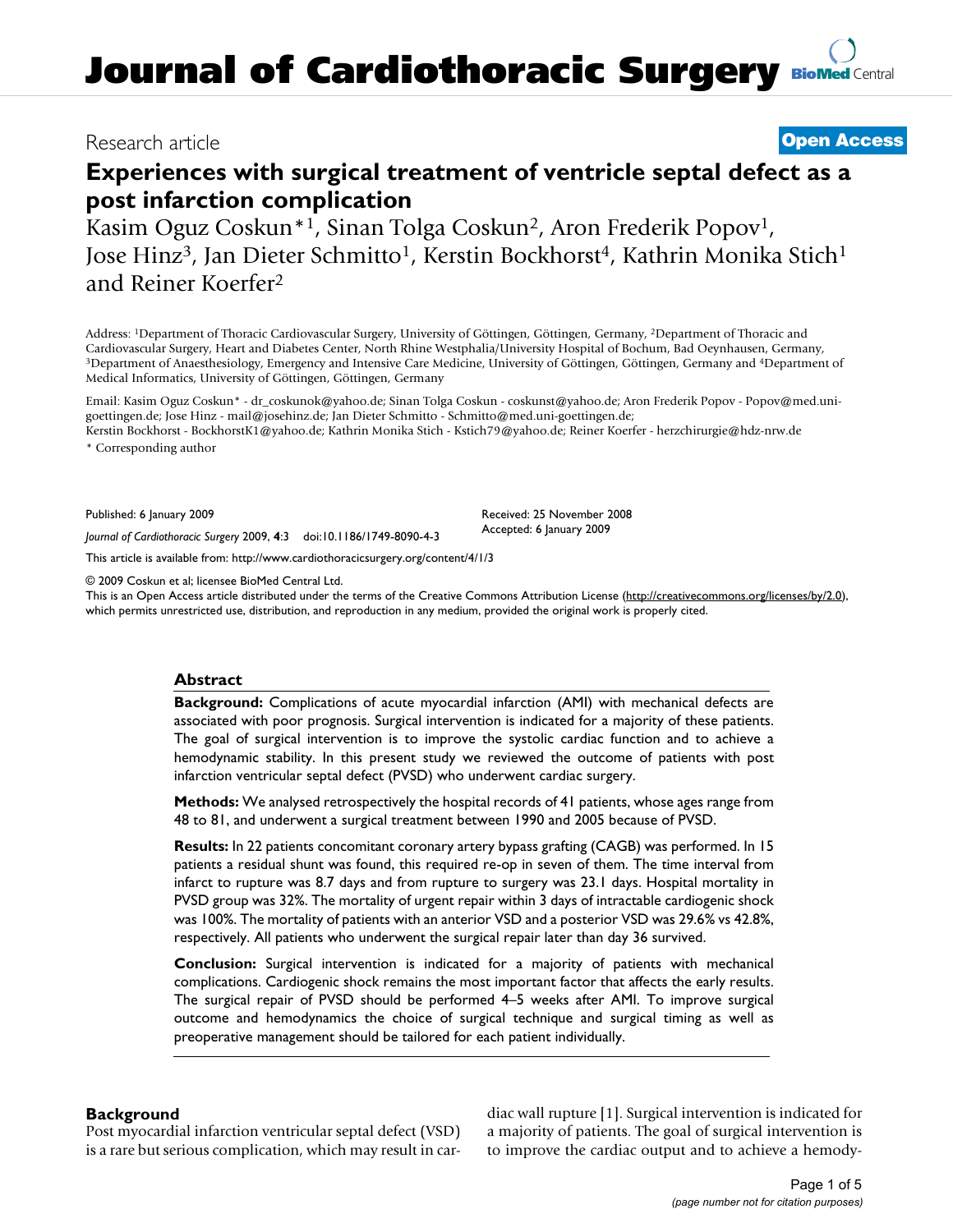Research article

**Open Access**

# Experiences with surgical treatment of ventricle septal defect as a post infarction complication

Kasim Oguz Coskun*[1], Sinan Tolga Coskun[2], Aron Frederik Popov[1], Jose Hinz[3], Jan Dieter Schmitto[1], Kerstin Bockhorst[4], Kathrin Monika Stich[1] and Reiner Koerfer[2]

Address: [1]Department of Thoracic Cardiovascular Surgery, University of Göttingen, Göttingen, Germany, [2]Department of Thoracic and Cardiovascular Surgery, Heart and Diabetes Center, North Rhine Westphalia/University Hospital of Bochum, Bad Oeynhausen, Germany, [3]Department of Anaesthesiology, Emergency and Intensive Care Medicine, University of Göttingen, Göttingen, Germany and [4]Department of Medical Informatics, University of Göttingen, Göttingen, Germany

Email: Kasim Oguz Coskun* - dr_coskunok@yahoo.de; Sinan Tolga Coskun - coskunst@yahoo.de; Aron Frederik Popov - Popov@med.uni-goettingen.de; Jose Hinz - mail@josehinz.de; Jan Dieter Schmitto - Schmitto@med.uni-goettingen.de; Kerstin Bockhorst - BockhorstK1@yahoo.de; Kathrin Monika Stich - Kstich79@yahoo.de; Reiner Koerfer - herzchirurgie@hdz-nrw.de

\* Corresponding author

Published: 6 January 2009

*Journal of Cardiothoracic Surgery* 2009, **4**:3 doi:10.1186/1749-8090-4-3

Received: 25 November 2008
Accepted: 6 January 2009

This article is available from: http://www.cardiothoracicsurgery.org/content/4/1/3

© 2009 Coskun et al; licensee BioMed Central Ltd.
This is an Open Access article distributed under the terms of the Creative Commons Attribution License (http://creativecommons.org/licenses/by/2.0), which permits unrestricted use, distribution, and reproduction in any medium, provided the original work is properly cited.

## Abstract

**Background:** Complications of acute myocardial infarction (AMI) with mechanical defects are associated with poor prognosis. Surgical intervention is indicated for a majority of these patients. The goal of surgical intervention is to improve the systolic cardiac function and to achieve a hemodynamic stability. In this present study we reviewed the outcome of patients with post infarction ventricular septal defect (PVSD) who underwent cardiac surgery.

**Methods:** We analysed retrospectively the hospital records of 41 patients, whose ages range from 48 to 81, and underwent a surgical treatment between 1990 and 2005 because of PVSD.

**Results:** In 22 patients concomitant coronary artery bypass grafting (CAGB) was performed. In 15 patients a residual shunt was found, this required re-op in seven of them. The time interval from infarct to rupture was 8.7 days and from rupture to surgery was 23.1 days. Hospital mortality in PVSD group was 32%. The mortality of urgent repair within 3 days of intractable cardiogenic shock was 100%. The mortality of patients with an anterior VSD and a posterior VSD was 29.6% vs 42.8%, respectively. All patients who underwent the surgical repair later than day 36 survived.

**Conclusion:** Surgical intervention is indicated for a majority of patients with mechanical complications. Cardiogenic shock remains the most important factor that affects the early results. The surgical repair of PVSD should be performed 4–5 weeks after AMI. To improve surgical outcome and hemodynamics the choice of surgical technique and surgical timing as well as preoperative management should be tailored for each patient individually.

## Background

Post myocardial infarction ventricular septal defect (VSD) is a rare but serious complication, which may result in cardiac wall rupture [1]. Surgical intervention is indicated for a majority of patients. The goal of surgical intervention is to improve the cardiac output and to achieve a hemody-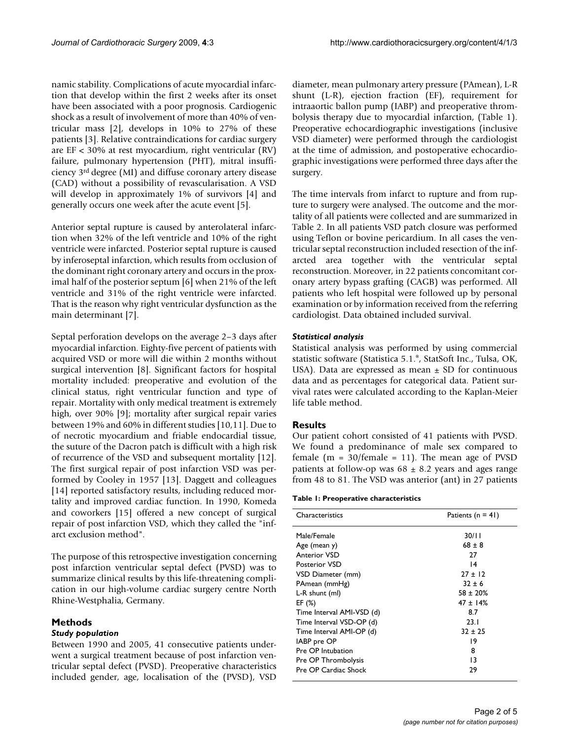namic stability. Complications of acute myocardial infarction that develop within the first 2 weeks after its onset have been associated with a poor prognosis. Cardiogenic shock as a result of involvement of more than 40% of ventricular mass [2], develops in 10% to 27% of these patients [3]. Relative contraindications for cardiac surgery are EF < 30% at rest myocardium, right ventricular (RV) failure, pulmonary hypertension (PHT), mitral insufficiency 3rd degree (MI) and diffuse coronary artery disease (CAD) without a possibility of revascularisation. A VSD will develop in approximately 1% of survivors [4] and generally occurs one week after the acute event [5].

Anterior septal rupture is caused by anterolateral infarction when 32% of the left ventricle and 10% of the right ventricle were infarcted. Posterior septal rupture is caused by inferoseptal infarction, which results from occlusion of the dominant right coronary artery and occurs in the proximal half of the posterior septum [6] when 21% of the left ventricle and 31% of the right ventricle were infarcted. That is the reason why right ventricular dysfunction as the main determinant [7].

Septal perforation develops on the average 2–3 days after myocardial infarction. Eighty-five percent of patients with acquired VSD or more will die within 2 months without surgical intervention [8]. Significant factors for hospital mortality included: preoperative and evolution of the clinical status, right ventricular function and type of repair. Mortality with only medical treatment is extremely high, over 90% [9]; mortality after surgical repair varies between 19% and 60% in different studies [10,11]. Due to of necrotic myocardium and friable endocardial tissue, the suture of the Dacron patch is difficult with a high risk of recurrence of the VSD and subsequent mortality [12]. The first surgical repair of post infarction VSD was performed by Cooley in 1957 [13]. Daggett and colleagues [14] reported satisfactory results, including reduced mortality and improved cardiac function. In 1990, Komeda and coworkers [15] offered a new concept of surgical repair of post infarction VSD, which they called the "infarct exclusion method".

The purpose of this retrospective investigation concerning post infarction ventricular septal defect (PVSD) was to summarize clinical results by this life-threatening complication in our high-volume cardiac surgery centre North Rhine-Westphalia, Germany.

## Methods

### *Study population*

Between 1990 and 2005, 41 consecutive patients underwent a surgical treatment because of post infarction ventricular septal defect (PVSD). Preoperative characteristics included gender, age, localisation of the (PVSD), VSD diameter, mean pulmonary artery pressure (PAmean), L-R shunt (L-R), ejection fraction (EF), requirement for intraaortic ballon pump (IABP) and preoperative thrombolysis therapy due to myocardial infarction, (Table 1). Preoperative echocardiographic investigations (inclusive VSD diameter) were performed through the cardiologist at the time of admission, and postoperative echocardiographic investigations were performed three days after the surgery.

The time intervals from infarct to rupture and from rupture to surgery were analysed. The outcome and the mortality of all patients were collected and are summarized in Table 2. In all patients VSD patch closure was performed using Teflon or bovine pericardium. In all cases the ventricular septal reconstruction included resection of the infarcted area together with the ventricular septal reconstruction. Moreover, in 22 patients concomitant coronary artery bypass grafting (CAGB) was performed. All patients who left hospital were followed up by personal examination or by information received from the referring cardiologist. Data obtained included survival.

### *Statistical analysis*

Statistical analysis was performed by using commercial statistic software (Statistica 5.1.®, StatSoft Inc., Tulsa, OK, USA). Data are expressed as mean ± SD for continuous data and as percentages for categorical data. Patient survival rates were calculated according to the Kaplan-Meier life table method.

## Results

Our patient cohort consisted of 41 patients with PVSD. We found a predominance of male sex compared to female (m = 30/female = 11). The mean age of PVSD patients at follow-op was 68 ± 8.2 years and ages range from 48 to 81. The VSD was anterior (ant) in 27 patients

**Table 1: Preoperative characteristics**

| Characteristics | Patients (n = 41) |
|---|---|
| Male/Female | 30/11 |
| Age (mean y) | 68 ± 8 |
| Anterior VSD | 27 |
| Posterior VSD | 14 |
| VSD Diameter (mm) | 27 ± 12 |
| PAmean (mmHg) | 32 ± 6 |
| L-R shunt (ml) | 58 ± 20% |
| EF (%) | 47 ± 14% |
| Time Interval AMI-VSD (d) | 8.7 |
| Time Interval VSD-OP (d) | 23.1 |
| Time Interval AMI-OP (d) | 32 ± 25 |
| IABP pre OP | 19 |
| Pre OP Intubation | 8 |
| Pre OP Thrombolysis | 13 |
| Pre OP Cardiac Shock | 29 |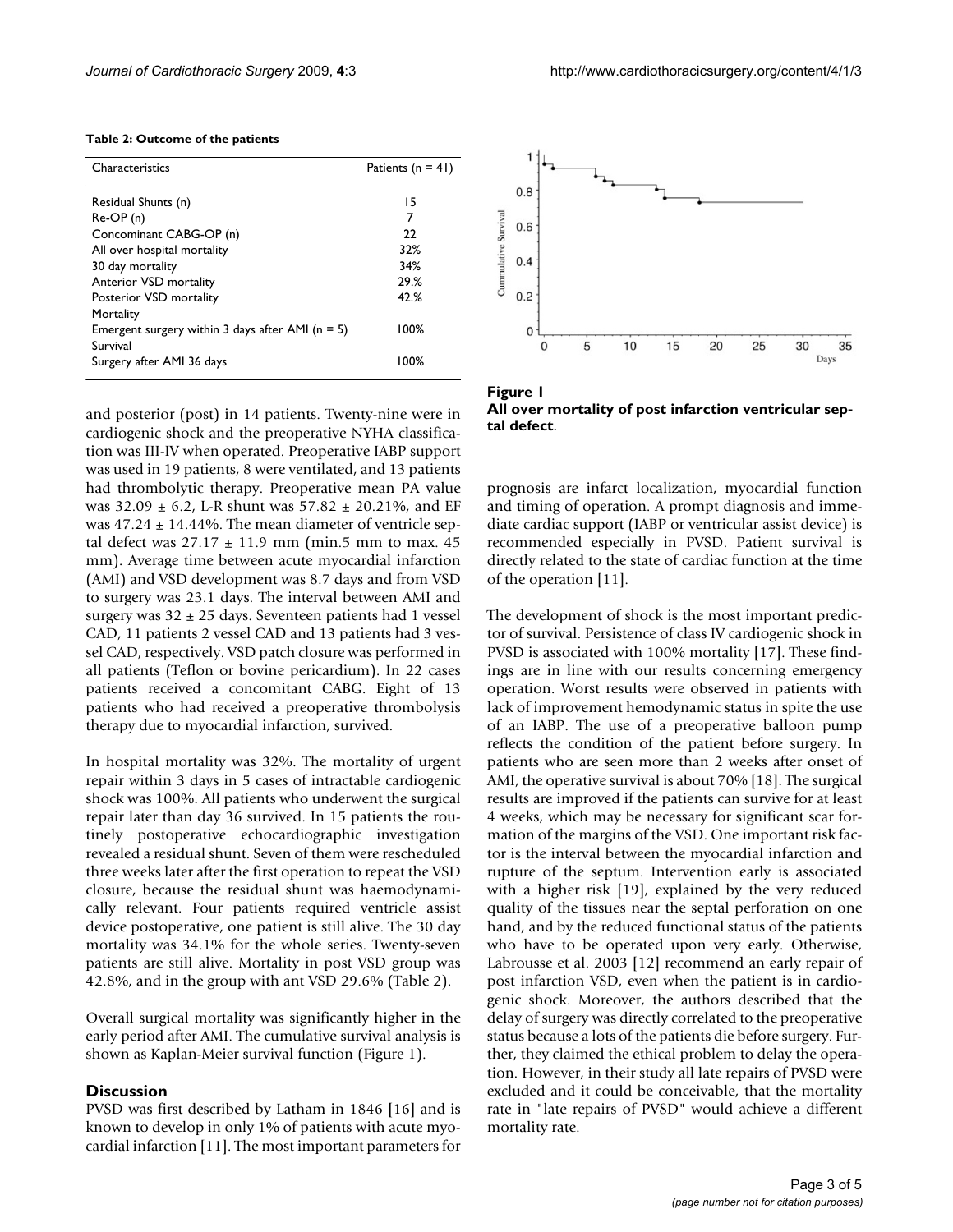**Table 2: Outcome of the patients**

| Characteristics | Patients (n = 41) |
|---|---|
| Residual Shunts (n) | 15 |
| Re-OP (n) | 7 |
| Concominant CABG-OP (n) | 22 |
| All over hospital mortality | 32% |
| 30 day mortality | 34% |
| Anterior VSD mortality | 29.% |
| Posterior VSD mortality | 42.% |
| Mortality | |
| Emergent surgery within 3 days after AMI (n = 5) | 100% |
| Survival | |
| Surgery after AMI 36 days | 100% |

and posterior (post) in 14 patients. Twenty-nine were in cardiogenic shock and the preoperative NYHA classification was III-IV when operated. Preoperative IABP support was used in 19 patients, 8 were ventilated, and 13 patients had thrombolytic therapy. Preoperative mean PA value was 32.09 ± 6.2, L-R shunt was 57.82 ± 20.21%, and EF was 47.24 ± 14.44%. The mean diameter of ventricle septal defect was 27.17 ± 11.9 mm (min.5 mm to max. 45 mm). Average time between acute myocardial infarction (AMI) and VSD development was 8.7 days and from VSD to surgery was 23.1 days. The interval between AMI and surgery was 32 ± 25 days. Seventeen patients had 1 vessel CAD, 11 patients 2 vessel CAD and 13 patients had 3 vessel CAD, respectively. VSD patch closure was performed in all patients (Teflon or bovine pericardium). In 22 cases patients received a concomitant CABG. Eight of 13 patients who had received a preoperative thrombolysis therapy due to myocardial infarction, survived.

In hospital mortality was 32%. The mortality of urgent repair within 3 days in 5 cases of intractable cardiogenic shock was 100%. All patients who underwent the surgical repair later than day 36 survived. In 15 patients the routinely postoperative echocardiographic investigation revealed a residual shunt. Seven of them were rescheduled three weeks later after the first operation to repeat the VSD closure, because the residual shunt was haemodynamically relevant. Four patients required ventricle assist device postoperative, one patient is still alive. The 30 day mortality was 34.1% for the whole series. Twenty-seven patients are still alive. Mortality in post VSD group was 42.8%, and in the group with ant VSD 29.6% (Table 2).

Overall surgical mortality was significantly higher in the early period after AMI. The cumulative survival analysis is shown as Kaplan-Meier survival function (Figure 1).

**Figure 1**
**All over mortality of post infarction ventricular septal defect.**

## Discussion

PVSD was first described by Latham in 1846 [16] and is known to develop in only 1% of patients with acute myocardial infarction [11]. The most important parameters for prognosis are infarct localization, myocardial function and timing of operation. A prompt diagnosis and immediate cardiac support (IABP or ventricular assist device) is recommended especially in PVSD. Patient survival is directly related to the state of cardiac function at the time of the operation [11].

The development of shock is the most important predictor of survival. Persistence of class IV cardiogenic shock in PVSD is associated with 100% mortality [17]. These findings are in line with our results concerning emergency operation. Worst results were observed in patients with lack of improvement hemodynamic status in spite the use of an IABP. The use of a preoperative balloon pump reflects the condition of the patient before surgery. In patients who are seen more than 2 weeks after onset of AMI, the operative survival is about 70% [18]. The surgical results are improved if the patients can survive for at least 4 weeks, which may be necessary for significant scar formation of the margins of the VSD. One important risk factor is the interval between the myocardial infarction and rupture of the septum. Intervention early is associated with a higher risk [19], explained by the very reduced quality of the tissues near the septal perforation on one hand, and by the reduced functional status of the patients who have to be operated upon very early. Otherwise, Labrousse et al. 2003 [12] recommend an early repair of post infarction VSD, even when the patient is in cardiogenic shock. Moreover, the authors described that the delay of surgery was directly correlated to the preoperative status because a lots of the patients die before surgery. Further, they claimed the ethical problem to delay the operation. However, in their study all late repairs of PVSD were excluded and it could be conceivable, that the mortality rate in "late repairs of PVSD" would achieve a different mortality rate.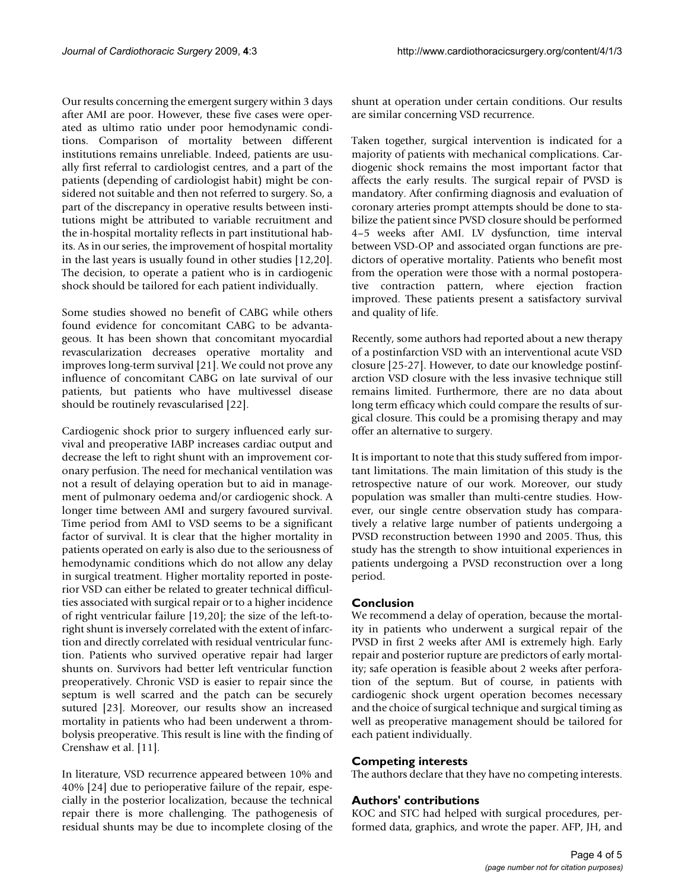Our results concerning the emergent surgery within 3 days after AMI are poor. However, these five cases were operated as ultimo ratio under poor hemodynamic conditions. Comparison of mortality between different institutions remains unreliable. Indeed, patients are usually first referral to cardiologist centres, and a part of the patients (depending of cardiologist habit) might be considered not suitable and then not referred to surgery. So, a part of the discrepancy in operative results between institutions might be attributed to variable recruitment and the in-hospital mortality reflects in part institutional habits. As in our series, the improvement of hospital mortality in the last years is usually found in other studies [12,20]. The decision, to operate a patient who is in cardiogenic shock should be tailored for each patient individually.

Some studies showed no benefit of CABG while others found evidence for concomitant CABG to be advantageous. It has been shown that concomitant myocardial revascularization decreases operative mortality and improves long-term survival [21]. We could not prove any influence of concomitant CABG on late survival of our patients, but patients who have multivessel disease should be routinely revascularised [22].

Cardiogenic shock prior to surgery influenced early survival and preoperative IABP increases cardiac output and decrease the left to right shunt with an improvement coronary perfusion. The need for mechanical ventilation was not a result of delaying operation but to aid in management of pulmonary oedema and/or cardiogenic shock. A longer time between AMI and surgery favoured survival. Time period from AMI to VSD seems to be a significant factor of survival. It is clear that the higher mortality in patients operated on early is also due to the seriousness of hemodynamic conditions which do not allow any delay in surgical treatment. Higher mortality reported in posterior VSD can either be related to greater technical difficulties associated with surgical repair or to a higher incidence of right ventricular failure [19,20]; the size of the left-to-right shunt is inversely correlated with the extent of infarction and directly correlated with residual ventricular function. Patients who survived operative repair had larger shunts on. Survivors had better left ventricular function preoperatively. Chronic VSD is easier to repair since the septum is well scarred and the patch can be securely sutured [23]. Moreover, our results show an increased mortality in patients who had been underwent a thrombolysis preoperative. This result is line with the finding of Crenshaw et al. [11].

In literature, VSD recurrence appeared between 10% and 40% [24] due to perioperative failure of the repair, especially in the posterior localization, because the technical repair there is more challenging. The pathogenesis of residual shunts may be due to incomplete closing of the shunt at operation under certain conditions. Our results are similar concerning VSD recurrence.

Taken together, surgical intervention is indicated for a majority of patients with mechanical complications. Cardiogenic shock remains the most important factor that affects the early results. The surgical repair of PVSD is mandatory. After confirming diagnosis and evaluation of coronary arteries prompt attempts should be done to stabilize the patient since PVSD closure should be performed 4–5 weeks after AMI. LV dysfunction, time interval between VSD-OP and associated organ functions are predictors of operative mortality. Patients who benefit most from the operation were those with a normal postoperative contraction pattern, where ejection fraction improved. These patients present a satisfactory survival and quality of life.

Recently, some authors had reported about a new therapy of a postinfarction VSD with an interventional acute VSD closure [25-27]. However, to date our knowledge postinfarction VSD closure with the less invasive technique still remains limited. Furthermore, there are no data about long term efficacy which could compare the results of surgical closure. This could be a promising therapy and may offer an alternative to surgery.

It is important to note that this study suffered from important limitations. The main limitation of this study is the retrospective nature of our work. Moreover, our study population was smaller than multi-centre studies. However, our single centre observation study has comparatively a relative large number of patients undergoing a PVSD reconstruction between 1990 and 2005. Thus, this study has the strength to show intuitional experiences in patients undergoing a PVSD reconstruction over a long period.

## Conclusion

We recommend a delay of operation, because the mortality in patients who underwent a surgical repair of the PVSD in first 2 weeks after AMI is extremely high. Early repair and posterior rupture are predictors of early mortality; safe operation is feasible about 2 weeks after perforation of the septum. But of course, in patients with cardiogenic shock urgent operation becomes necessary and the choice of surgical technique and surgical timing as well as preoperative management should be tailored for each patient individually.

## Competing interests

The authors declare that they have no competing interests.

## Authors' contributions

KOC and STC had helped with surgical procedures, performed data, graphics, and wrote the paper. AFP, JH, and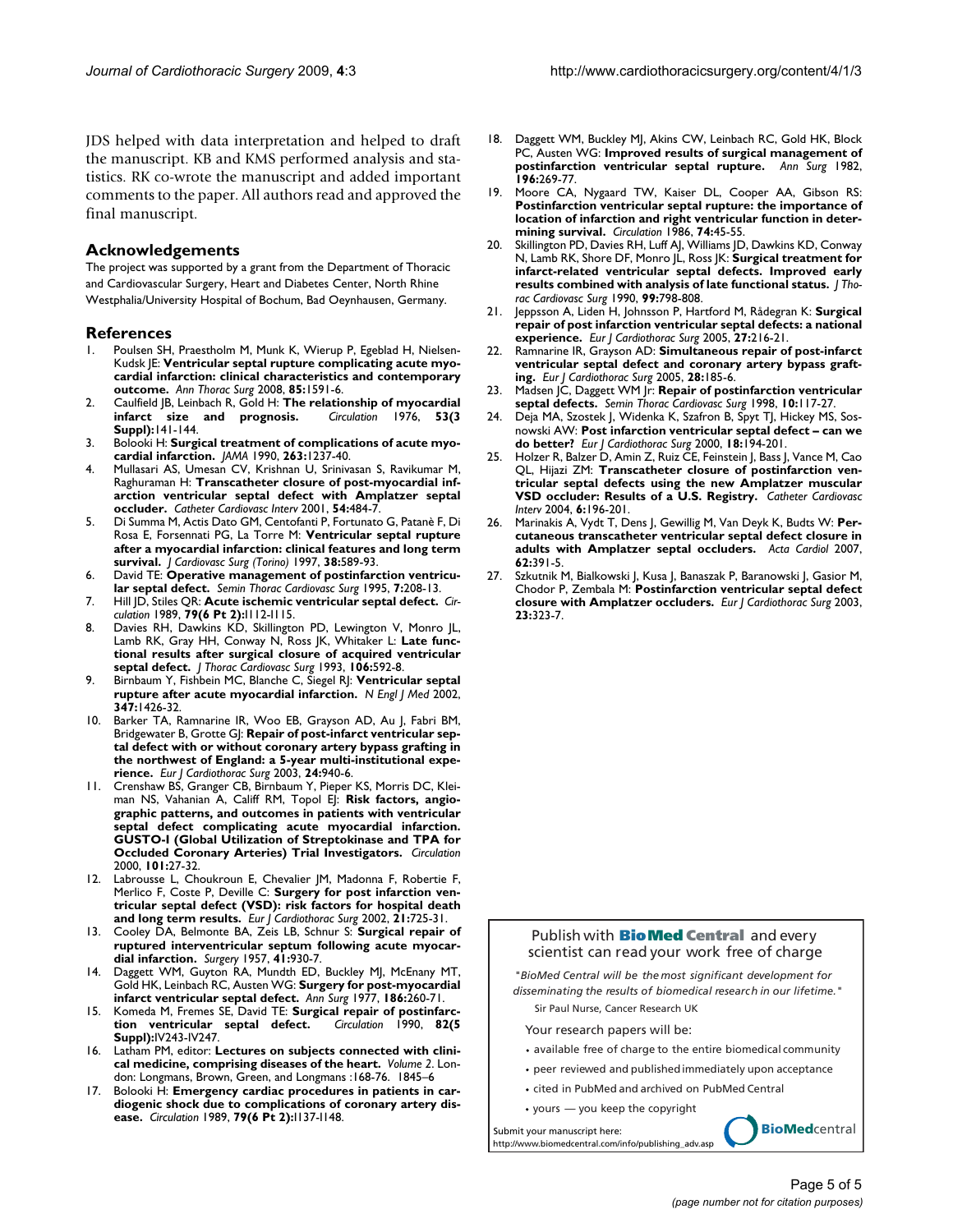JDS helped with data interpretation and helped to draft the manuscript. KB and KMS performed analysis and statistics. RK co-wrote the manuscript and added important comments to the paper. All authors read and approved the final manuscript.

## Acknowledgements

The project was supported by a grant from the Department of Thoracic and Cardiovascular Surgery, Heart and Diabetes Center, North Rhine Westphalia/University Hospital of Bochum, Bad Oeynhausen, Germany.

## References

1. Poulsen SH, Praestholm M, Munk K, Wierup P, Egeblad H, Nielsen-Kudsk JE: **Ventricular septal rupture complicating acute myocardial infarction: clinical characteristics and contemporary outcome.** *Ann Thorac Surg* 2008, **85:**1591-6.
2. Caulfield JB, Leinbach R, Gold H: **The relationship of myocardial infarct size and prognosis.** *Circulation* 1976, **53(3 Suppl):**141-144.
3. Bolooki H: **Surgical treatment of complications of acute myocardial infarction.** *JAMA* 1990, **263:**1237-40.
4. Mullasari AS, Umesan CV, Krishnan U, Srinivasan S, Ravikumar M, Raghuraman H: **Transcatheter closure of post-myocardial infarction ventricular septal defect with Amplatzer septal occluder.** *Catheter Cardiovasc Interv* 2001, **54:**484-7.
5. Di Summa M, Actis Dato GM, Centofanti P, Fortunato G, Patanè F, Di Rosa E, Forsennati PG, La Torre M: **Ventricular septal rupture after a myocardial infarction: clinical features and long term survival.** *J Cardiovasc Surg (Torino)* 1997, **38:**589-93.
6. David TE: **Operative management of postinfarction ventricular septal defect.** *Semin Thorac Cardiovasc Surg* 1995, **7:**208-13.
7. Hill JD, Stiles QR: **Acute ischemic ventricular septal defect.** *Circulation* 1989, **79(6 Pt 2):**I112-I115.
8. Davies RH, Dawkins KD, Skillington PD, Lewington V, Monro JL, Lamb RK, Gray HH, Conway N, Ross JK, Whitaker L: **Late functional results after surgical closure of acquired ventricular septal defect.** *J Thorac Cardiovasc Surg* 1993, **106:**592-8.
9. Birnbaum Y, Fishbein MC, Blanche C, Siegel RJ: **Ventricular septal rupture after acute myocardial infarction.** *N Engl J Med* 2002, **347:**1426-32.
10. Barker TA, Ramnarine IR, Woo EB, Grayson AD, Au J, Fabri BM, Bridgewater B, Grotte GJ: **Repair of post-infarct ventricular septal defect with or without coronary artery bypass grafting in the northwest of England: a 5-year multi-institutional experience.** *Eur J Cardiothorac Surg* 2003, **24:**940-6.
11. Crenshaw BS, Granger CB, Birnbaum Y, Pieper KS, Morris DC, Kleiman NS, Vahanian A, Califf RM, Topol EJ: **Risk factors, angiographic patterns, and outcomes in patients with ventricular septal defect complicating acute myocardial infarction. GUSTO-I (Global Utilization of Streptokinase and TPA for Occluded Coronary Arteries) Trial Investigators.** *Circulation* 2000, **101:**27-32.
12. Labrousse L, Choukroun E, Chevalier JM, Madonna F, Robertie F, Merlico F, Coste P, Deville C: **Surgery for post infarction ventricular septal defect (VSD): risk factors for hospital death and long term results.** *Eur J Cardiothorac Surg* 2002, **21:**725-31.
13. Cooley DA, Belmonte BA, Zeis LB, Schnur S: **Surgical repair of ruptured interventricular septum following acute myocardial infarction.** *Surgery* 1957, **41:**930-7.
14. Daggett WM, Guyton RA, Mundth ED, Buckley MJ, McEnany MT, Gold HK, Leinbach RC, Austen WG: **Surgery for post-myocardial infarct ventricular septal defect.** *Ann Surg* 1977, **186:**260-71.
15. Komeda M, Fremes SE, David TE: **Surgical repair of postinfarction ventricular septal defect.** *Circulation* 1990, **82(5 Suppl):**IV243-IV247.
16. Latham PM, editor: **Lectures on subjects connected with clinical medicine, comprising diseases of the heart.** *Volume 2*. London: Longmans, Brown, Green, and Longmans :168-76. 1845–6
17. Bolooki H: **Emergency cardiac procedures in patients in cardiogenic shock due to complications of coronary artery disease.** *Circulation* 1989, **79(6 Pt 2):**I137-I148.
18. Daggett WM, Buckley MJ, Akins CW, Leinbach RC, Gold HK, Block PC, Austen WG: **Improved results of surgical management of postinfarction ventricular septal rupture.** *Ann Surg* 1982, **196:**269-77.
19. Moore CA, Nygaard TW, Kaiser DL, Cooper AA, Gibson RS: **Postinfarction ventricular septal rupture: the importance of location of infarction and right ventricular function in determining survival.** *Circulation* 1986, **74:**45-55.
20. Skillington PD, Davies RH, Luff AJ, Williams JD, Dawkins KD, Conway N, Lamb RK, Shore DF, Monro JL, Ross JK: **Surgical treatment for infarct-related ventricular septal defects. Improved early results combined with analysis of late functional status.** *J Thorac Cardiovasc Surg* 1990, **99:**798-808.
21. Jeppsson A, Liden H, Johnsson P, Hartford M, Rådegran K: **Surgical repair of post infarction ventricular septal defects: a national experience.** *Eur J Cardiothorac Surg* 2005, **27:**216-21.
22. Ramnarine IR, Grayson AD: **Simultaneous repair of post-infarct ventricular septal defect and coronary artery bypass grafting.** *Eur J Cardiothorac Surg* 2005, **28:**185-6.
23. Madsen JC, Daggett WM Jr: **Repair of postinfarction ventricular septal defects.** *Semin Thorac Cardiovasc Surg* 1998, **10:**117-27.
24. Deja MA, Szostek J, Widenka K, Szafron B, Spyt TJ, Hickey MS, Sosnowski AW: **Post infarction ventricular septal defect – can we do better?** *Eur J Cardiothorac Surg* 2000, **18:**194-201.
25. Holzer R, Balzer D, Amin Z, Ruiz CE, Feinstein J, Bass J, Vance M, Cao QL, Hijazi ZM: **Transcatheter closure of postinfarction ventricular septal defects using the new Amplatzer muscular VSD occluder: Results of a U.S. Registry.** *Catheter Cardiovasc Interv* 2004, **6:**196-201.
26. Marinakis A, Vydt T, Dens J, Gewillig M, Van Deyk K, Budts W: **Percutaneous transcatheter ventricular septal defect closure in adults with Amplatzer septal occluders.** *Acta Cardiol* 2007, **62:**391-5.
27. Szkutnik M, Bialkowski J, Kusa J, Banaszak P, Baranowski J, Gasior M, Chodor P, Zembala M: **Postinfarction ventricular septal defect closure with Amplatzer occluders.** *Eur J Cardiothorac Surg* 2003, **23:**323-7.

Publish with **BioMed Central** and every scientist can read your work free of charge

*"BioMed Central will be the most significant development for disseminating the results of biomedical research in our lifetime."*

Sir Paul Nurse, Cancer Research UK

Your research papers will be:

- available free of charge to the entire biomedical community
- peer reviewed and published immediately upon acceptance
- cited in PubMed and archived on PubMed Central
- yours — you keep the copyright

Submit your manuscript here:
http://www.biomedcentral.com/info/publishing_adv.asp

**BioMed**central